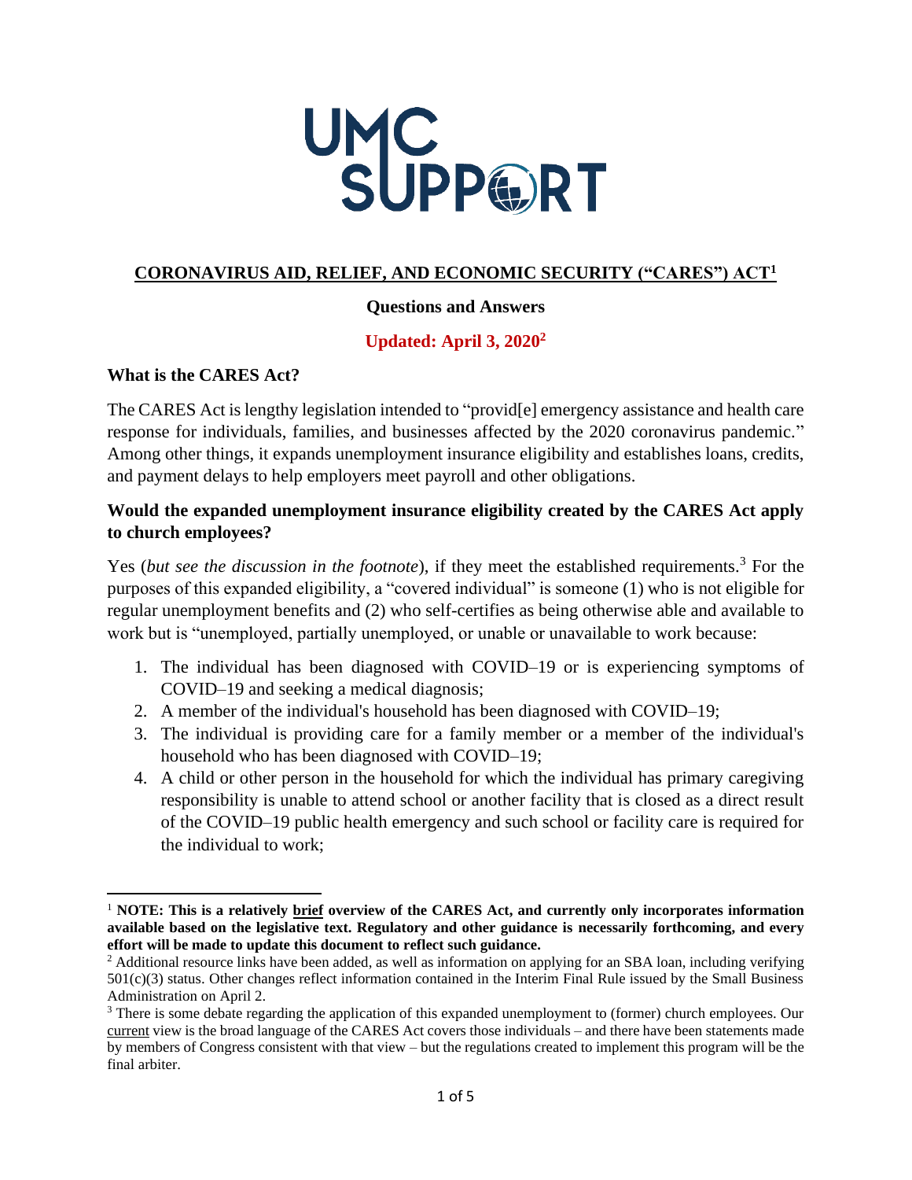# UMC SUPPORT

## CORONAVIRUS AID, RELIEF, AND ECONOMIC SECURITY ("CARES") ACT[1]

**Questions and Answers**

**Updated: April 3, 2020[2]**

### What is the CARES Act?

The CARES Act is lengthy legislation intended to "provid[e] emergency assistance and health care response for individuals, families, and businesses affected by the 2020 coronavirus pandemic." Among other things, it expands unemployment insurance eligibility and establishes loans, credits, and payment delays to help employers meet payroll and other obligations.

### Would the expanded unemployment insurance eligibility created by the CARES Act apply to church employees?

Yes (*but see the discussion in the footnote*), if they meet the established requirements.[3] For the purposes of this expanded eligibility, a "covered individual" is someone (1) who is not eligible for regular unemployment benefits and (2) who self-certifies as being otherwise able and available to work but is "unemployed, partially unemployed, or unable or unavailable to work because:

1. The individual has been diagnosed with COVID–19 or is experiencing symptoms of COVID–19 and seeking a medical diagnosis;
2. A member of the individual's household has been diagnosed with COVID–19;
3. The individual is providing care for a family member or a member of the individual's household who has been diagnosed with COVID–19;
4. A child or other person in the household for which the individual has primary caregiving responsibility is unable to attend school or another facility that is closed as a direct result of the COVID–19 public health emergency and such school or facility care is required for the individual to work;

---

[1] **NOTE: This is a relatively brief overview of the CARES Act, and currently only incorporates information available based on the legislative text. Regulatory and other guidance is necessarily forthcoming, and every effort will be made to update this document to reflect such guidance.**

[2] Additional resource links have been added, as well as information on applying for an SBA loan, including verifying 501(c)(3) status. Other changes reflect information contained in the Interim Final Rule issued by the Small Business Administration on April 2.

[3] There is some debate regarding the application of this expanded unemployment to (former) church employees. Our current view is the broad language of the CARES Act covers those individuals – and there have been statements made by members of Congress consistent with that view – but the regulations created to implement this program will be the final arbiter.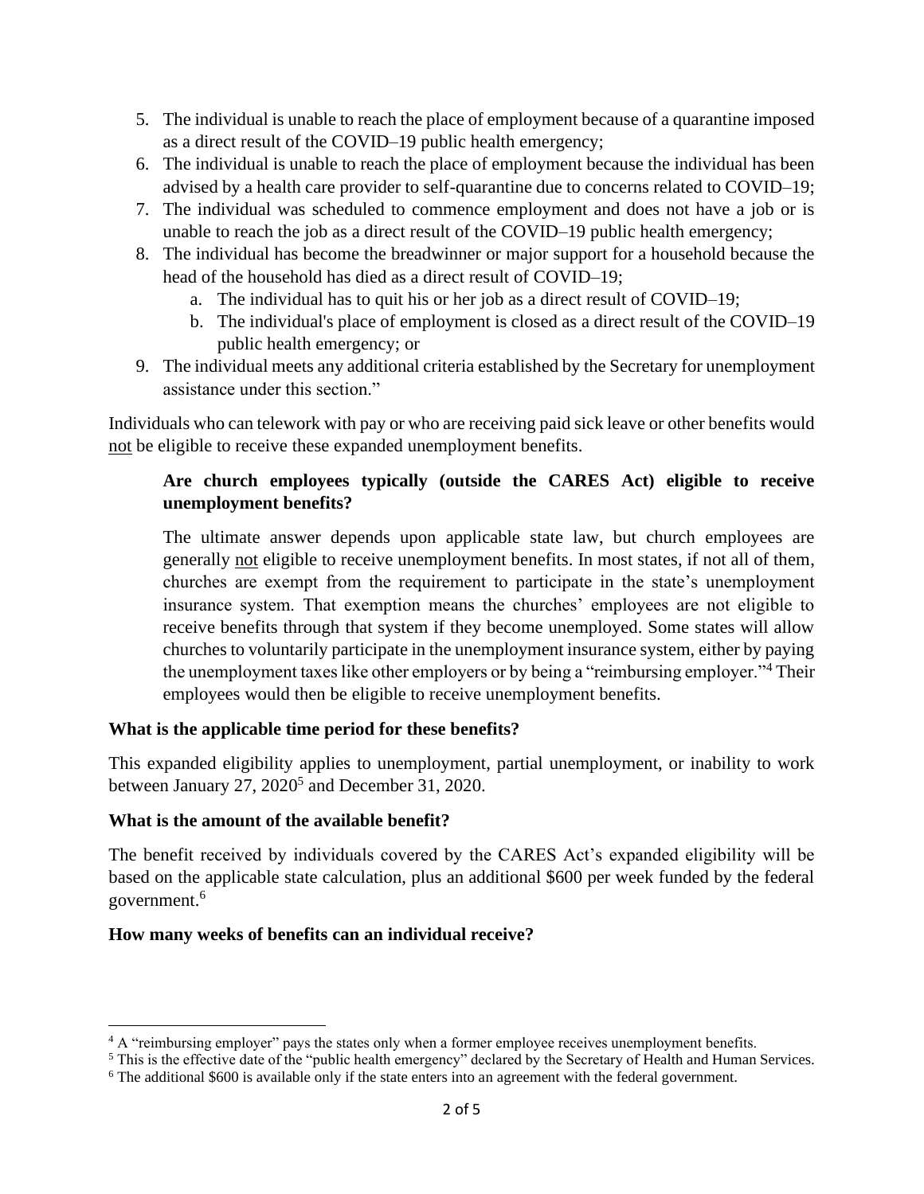5. The individual is unable to reach the place of employment because of a quarantine imposed as a direct result of the COVID–19 public health emergency;
6. The individual is unable to reach the place of employment because the individual has been advised by a health care provider to self-quarantine due to concerns related to COVID–19;
7. The individual was scheduled to commence employment and does not have a job or is unable to reach the job as a direct result of the COVID–19 public health emergency;
8. The individual has become the breadwinner or major support for a household because the head of the household has died as a direct result of COVID–19;
    a. The individual has to quit his or her job as a direct result of COVID–19;
    b. The individual's place of employment is closed as a direct result of the COVID–19 public health emergency; or
9. The individual meets any additional criteria established by the Secretary for unemployment assistance under this section."

Individuals who can telework with pay or who are receiving paid sick leave or other benefits would not be eligible to receive these expanded unemployment benefits.

> **Are church employees typically (outside the CARES Act) eligible to receive unemployment benefits?**
>
> The ultimate answer depends upon applicable state law, but church employees are generally not eligible to receive unemployment benefits. In most states, if not all of them, churches are exempt from the requirement to participate in the state's unemployment insurance system. That exemption means the churches' employees are not eligible to receive benefits through that system if they become unemployed. Some states will allow churches to voluntarily participate in the unemployment insurance system, either by paying the unemployment taxes like other employers or by being a "reimbursing employer."[4] Their employees would then be eligible to receive unemployment benefits.

**What is the applicable time period for these benefits?**

This expanded eligibility applies to unemployment, partial unemployment, or inability to work between January 27, 2020[5] and December 31, 2020.

**What is the amount of the available benefit?**

The benefit received by individuals covered by the CARES Act's expanded eligibility will be based on the applicable state calculation, plus an additional $600 per week funded by the federal government.[6]

**How many weeks of benefits can an individual receive?**

[4] A "reimbursing employer" pays the states only when a former employee receives unemployment benefits.

[5] This is the effective date of the "public health emergency" declared by the Secretary of Health and Human Services.

[6] The additional $600 is available only if the state enters into an agreement with the federal government.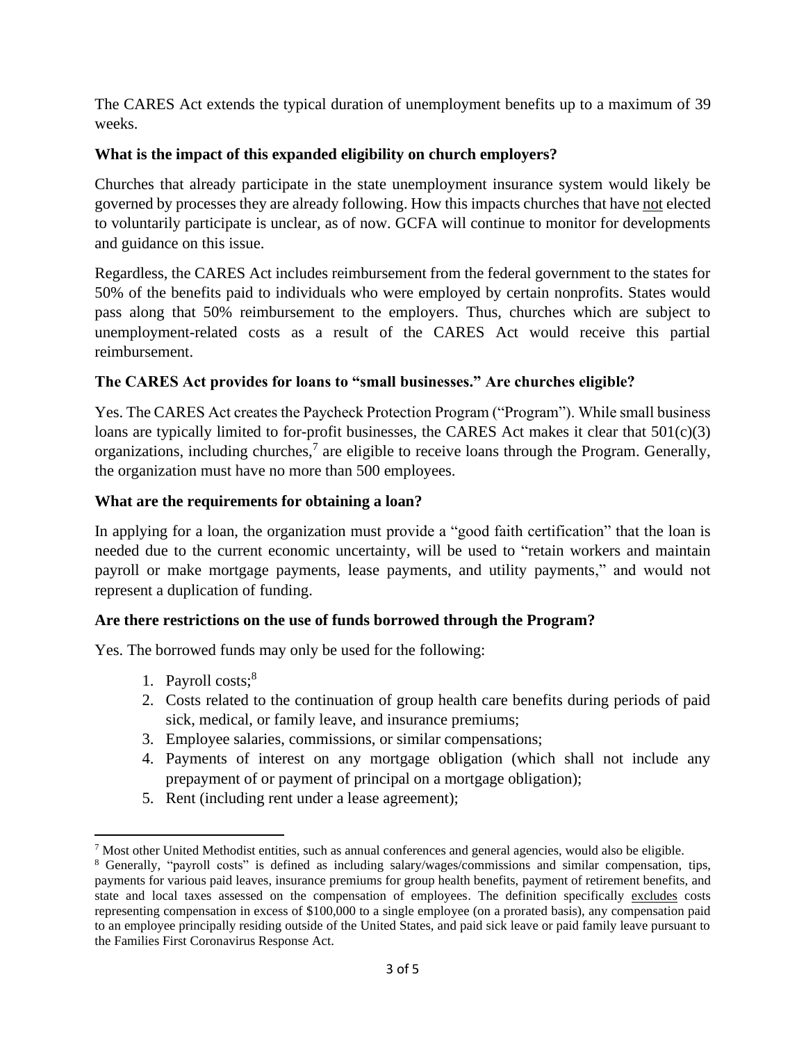The CARES Act extends the typical duration of unemployment benefits up to a maximum of 39 weeks.

**What is the impact of this expanded eligibility on church employers?**

Churches that already participate in the state unemployment insurance system would likely be governed by processes they are already following. How this impacts churches that have not elected to voluntarily participate is unclear, as of now. GCFA will continue to monitor for developments and guidance on this issue.

Regardless, the CARES Act includes reimbursement from the federal government to the states for 50% of the benefits paid to individuals who were employed by certain nonprofits. States would pass along that 50% reimbursement to the employers. Thus, churches which are subject to unemployment-related costs as a result of the CARES Act would receive this partial reimbursement.

**The CARES Act provides for loans to "small businesses." Are churches eligible?**

Yes. The CARES Act creates the Paycheck Protection Program ("Program"). While small business loans are typically limited to for-profit businesses, the CARES Act makes it clear that 501(c)(3) organizations, including churches,[7] are eligible to receive loans through the Program. Generally, the organization must have no more than 500 employees.

**What are the requirements for obtaining a loan?**

In applying for a loan, the organization must provide a "good faith certification" that the loan is needed due to the current economic uncertainty, will be used to "retain workers and maintain payroll or make mortgage payments, lease payments, and utility payments," and would not represent a duplication of funding.

**Are there restrictions on the use of funds borrowed through the Program?**

Yes. The borrowed funds may only be used for the following:

1. Payroll costs;[8]
2. Costs related to the continuation of group health care benefits during periods of paid sick, medical, or family leave, and insurance premiums;
3. Employee salaries, commissions, or similar compensations;
4. Payments of interest on any mortgage obligation (which shall not include any prepayment of or payment of principal on a mortgage obligation);
5. Rent (including rent under a lease agreement);

[7] Most other United Methodist entities, such as annual conferences and general agencies, would also be eligible.

[8] Generally, "payroll costs" is defined as including salary/wages/commissions and similar compensation, tips, payments for various paid leaves, insurance premiums for group health benefits, payment of retirement benefits, and state and local taxes assessed on the compensation of employees. The definition specifically excludes costs representing compensation in excess of $100,000 to a single employee (on a prorated basis), any compensation paid to an employee principally residing outside of the United States, and paid sick leave or paid family leave pursuant to the Families First Coronavirus Response Act.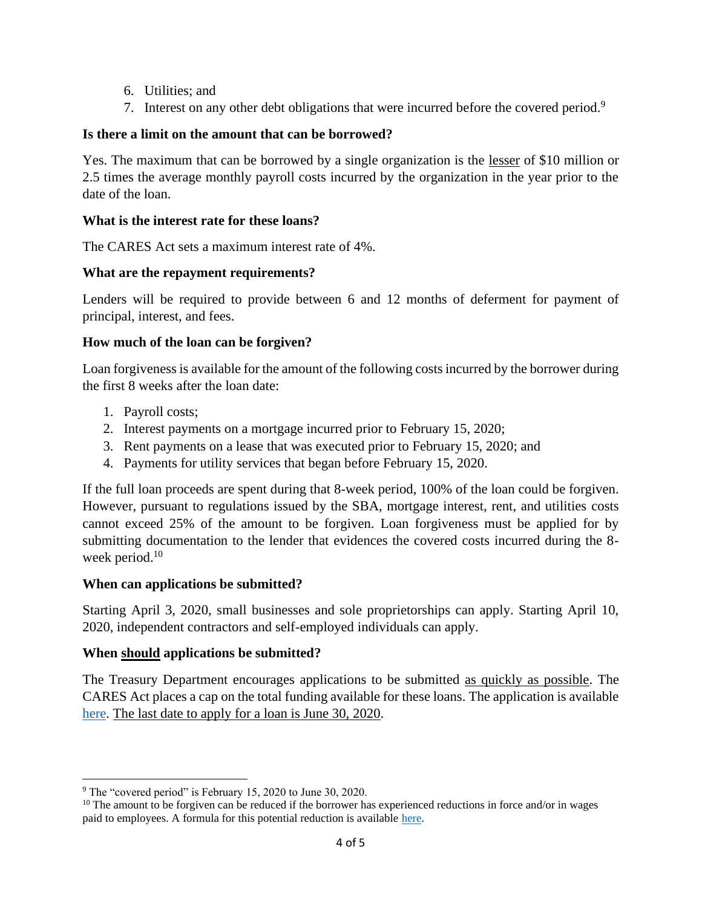6. Utilities; and
7. Interest on any other debt obligations that were incurred before the covered period.[9]

**Is there a limit on the amount that can be borrowed?**

Yes. The maximum that can be borrowed by a single organization is the lesser of $10 million or 2.5 times the average monthly payroll costs incurred by the organization in the year prior to the date of the loan.

**What is the interest rate for these loans?**

The CARES Act sets a maximum interest rate of 4%.

**What are the repayment requirements?**

Lenders will be required to provide between 6 and 12 months of deferment for payment of principal, interest, and fees.

**How much of the loan can be forgiven?**

Loan forgiveness is available for the amount of the following costs incurred by the borrower during the first 8 weeks after the loan date:

1. Payroll costs;
2. Interest payments on a mortgage incurred prior to February 15, 2020;
3. Rent payments on a lease that was executed prior to February 15, 2020; and
4. Payments for utility services that began before February 15, 2020.

If the full loan proceeds are spent during that 8-week period, 100% of the loan could be forgiven. However, pursuant to regulations issued by the SBA, mortgage interest, rent, and utilities costs cannot exceed 25% of the amount to be forgiven. Loan forgiveness must be applied for by submitting documentation to the lender that evidences the covered costs incurred during the 8-week period.[10]

**When can applications be submitted?**

Starting April 3, 2020, small businesses and sole proprietorships can apply. Starting April 10, 2020, independent contractors and self-employed individuals can apply.

**When should applications be submitted?**

The Treasury Department encourages applications to be submitted as quickly as possible. The CARES Act places a cap on the total funding available for these loans. The application is available here. The last date to apply for a loan is June 30, 2020.

---

[9] The "covered period" is February 15, 2020 to June 30, 2020.

[10] The amount to be forgiven can be reduced if the borrower has experienced reductions in force and/or in wages paid to employees. A formula for this potential reduction is available here.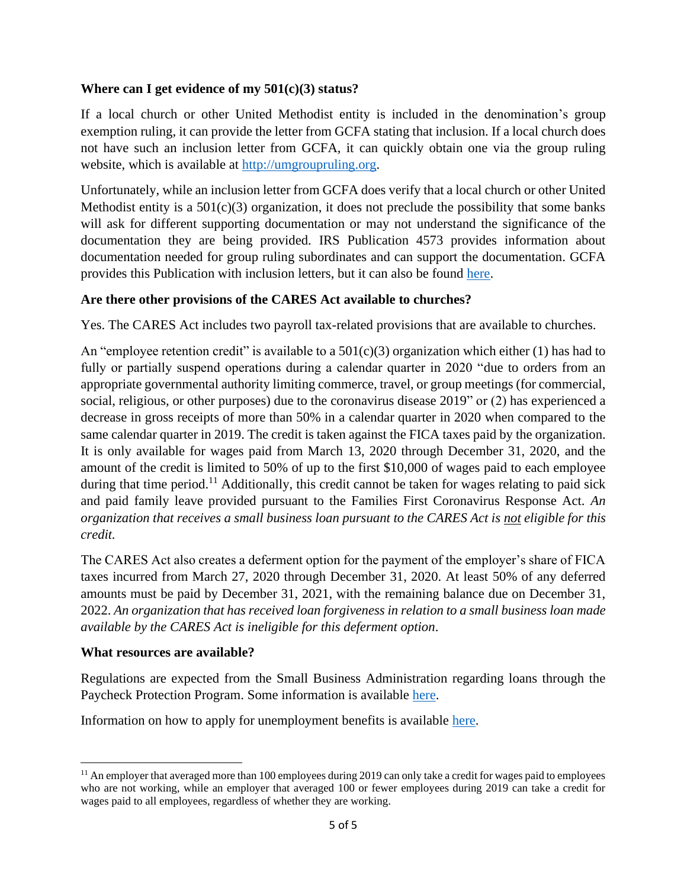**Where can I get evidence of my 501(c)(3) status?**

If a local church or other United Methodist entity is included in the denomination's group exemption ruling, it can provide the letter from GCFA stating that inclusion. If a local church does not have such an inclusion letter from GCFA, it can quickly obtain one via the group ruling website, which is available at [http://umgroupruling.org](http://umgroupruling.org).

Unfortunately, while an inclusion letter from GCFA does verify that a local church or other United Methodist entity is a 501(c)(3) organization, it does not preclude the possibility that some banks will ask for different supporting documentation or may not understand the significance of the documentation they are being provided. IRS Publication 4573 provides information about documentation needed for group ruling subordinates and can support the documentation. GCFA provides this Publication with inclusion letters, but it can also be found here.

**Are there other provisions of the CARES Act available to churches?**

Yes. The CARES Act includes two payroll tax-related provisions that are available to churches.

An "employee retention credit" is available to a 501(c)(3) organization which either (1) has had to fully or partially suspend operations during a calendar quarter in 2020 "due to orders from an appropriate governmental authority limiting commerce, travel, or group meetings (for commercial, social, religious, or other purposes) due to the coronavirus disease 2019" or (2) has experienced a decrease in gross receipts of more than 50% in a calendar quarter in 2020 when compared to the same calendar quarter in 2019. The credit is taken against the FICA taxes paid by the organization. It is only available for wages paid from March 13, 2020 through December 31, 2020, and the amount of the credit is limited to 50% of up to the first $10,000 of wages paid to each employee during that time period.[11] Additionally, this credit cannot be taken for wages relating to paid sick and paid family leave provided pursuant to the Families First Coronavirus Response Act. *An organization that receives a small business loan pursuant to the CARES Act is not eligible for this credit.*

The CARES Act also creates a deferment option for the payment of the employer's share of FICA taxes incurred from March 27, 2020 through December 31, 2020. At least 50% of any deferred amounts must be paid by December 31, 2021, with the remaining balance due on December 31, 2022. *An organization that has received loan forgiveness in relation to a small business loan made available by the CARES Act is ineligible for this deferment option*.

**What resources are available?**

Regulations are expected from the Small Business Administration regarding loans through the Paycheck Protection Program. Some information is available here.

Information on how to apply for unemployment benefits is available here.

---

[11] An employer that averaged more than 100 employees during 2019 can only take a credit for wages paid to employees who are not working, while an employer that averaged 100 or fewer employees during 2019 can take a credit for wages paid to all employees, regardless of whether they are working.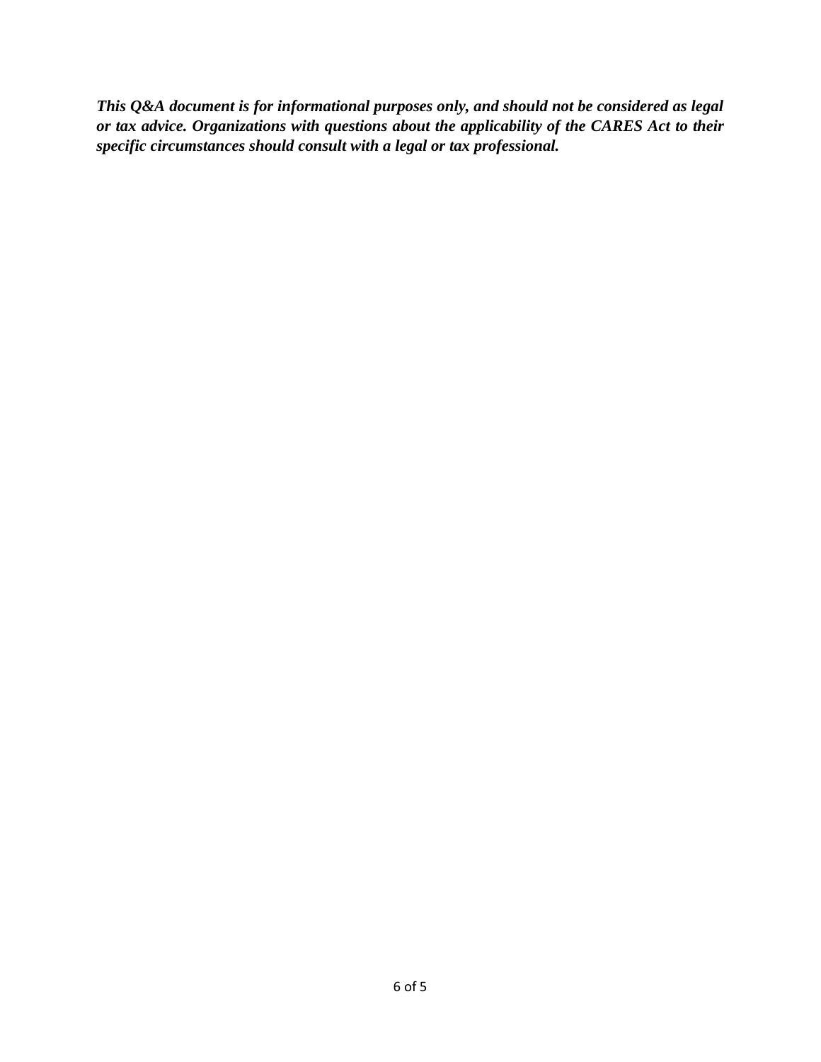***This Q&A document is for informational purposes only, and should not be considered as legal or tax advice. Organizations with questions about the applicability of the CARES Act to their specific circumstances should consult with a legal or tax professional.***